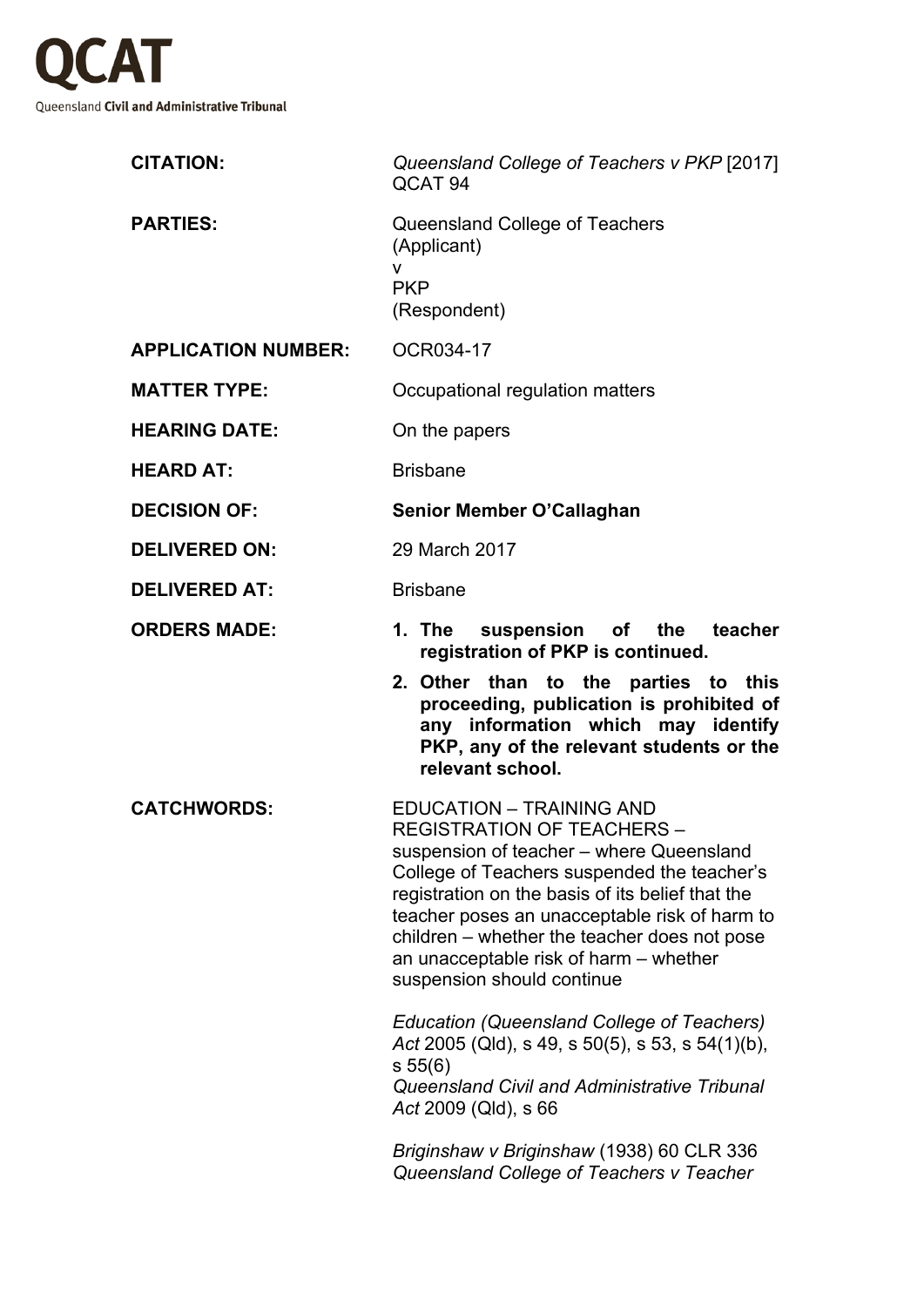**QCAT**

Queensland **Civil and Administrative Tribunal**

| | |
|---|---|
| **CITATION:** | *Queensland College of Teachers v PKP* [2017] QCAT 94 |
| **PARTIES:** | Queensland College of Teachers (Applicant) v PKP (Respondent) |
| **APPLICATION NUMBER:** | OCR034-17 |
| **MATTER TYPE:** | Occupational regulation matters |
| **HEARING DATE:** | On the papers |
| **HEARD AT:** | Brisbane |
| **DECISION OF:** | **Senior Member O'Callaghan** |
| **DELIVERED ON:** | 29 March 2017 |
| **DELIVERED AT:** | Brisbane |
| **ORDERS MADE:** | **1. The suspension of the teacher registration of PKP is continued.** **2. Other than to the parties to this proceeding, publication is prohibited of any information which may identify PKP, any of the relevant students or the relevant school.** |
| **CATCHWORDS:** | EDUCATION – TRAINING AND REGISTRATION OF TEACHERS – suspension of teacher – where Queensland College of Teachers suspended the teacher's registration on the basis of its belief that the teacher poses an unacceptable risk of harm to children – whether the teacher does not pose an unacceptable risk of harm – whether suspension should continue *Education (Queensland College of Teachers) Act* 2005 (Qld), s 49, s 50(5), s 53, s 54(1)(b), s 55(6) *Queensland Civil and Administrative Tribunal Act* 2009 (Qld), s 66 *Briginshaw v Briginshaw* (1938) 60 CLR 336 *Queensland College of Teachers v Teacher* |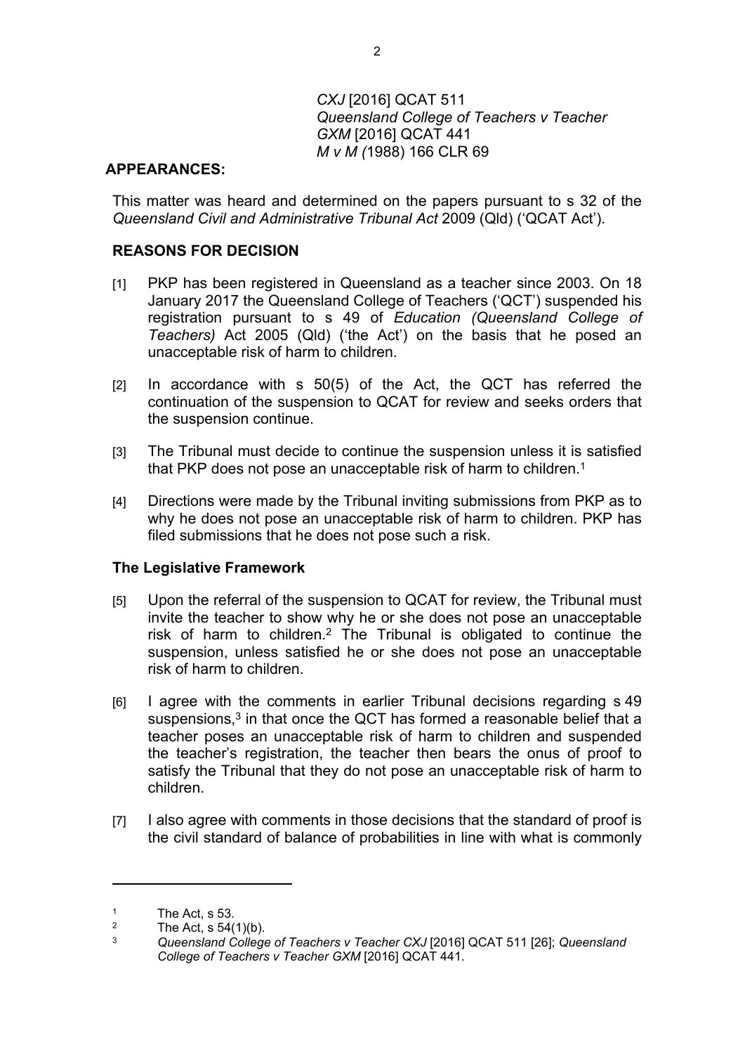*CXJ* [2016] QCAT 511
*Queensland College of Teachers v Teacher GXM* [2016] QCAT 441
*M v M (*1988) 166 CLR 69

**APPEARANCES:**

This matter was heard and determined on the papers pursuant to s 32 of the *Queensland Civil and Administrative Tribunal Act* 2009 (Qld) ('QCAT Act').

## REASONS FOR DECISION

[1] PKP has been registered in Queensland as a teacher since 2003. On 18 January 2017 the Queensland College of Teachers ('QCT') suspended his registration pursuant to s 49 of *Education (Queensland College of Teachers)* Act 2005 (Qld) ('the Act') on the basis that he posed an unacceptable risk of harm to children.

[2] In accordance with s 50(5) of the Act, the QCT has referred the continuation of the suspension to QCAT for review and seeks orders that the suspension continue.

[3] The Tribunal must decide to continue the suspension unless it is satisfied that PKP does not pose an unacceptable risk of harm to children.[1]

[4] Directions were made by the Tribunal inviting submissions from PKP as to why he does not pose an unacceptable risk of harm to children. PKP has filed submissions that he does not pose such a risk.

### The Legislative Framework

[5] Upon the referral of the suspension to QCAT for review, the Tribunal must invite the teacher to show why he or she does not pose an unacceptable risk of harm to children.[2] The Tribunal is obligated to continue the suspension, unless satisfied he or she does not pose an unacceptable risk of harm to children.

[6] I agree with the comments in earlier Tribunal decisions regarding s 49 suspensions,[3] in that once the QCT has formed a reasonable belief that a teacher poses an unacceptable risk of harm to children and suspended the teacher's registration, the teacher then bears the onus of proof to satisfy the Tribunal that they do not pose an unacceptable risk of harm to children.

[7] I also agree with comments in those decisions that the standard of proof is the civil standard of balance of probabilities in line with what is commonly

---

[1] The Act, s 53.

[2] The Act, s 54(1)(b).

[3] *Queensland College of Teachers v Teacher CXJ* [2016] QCAT 511 [26]; *Queensland College of Teachers v Teacher GXM* [2016] QCAT 441.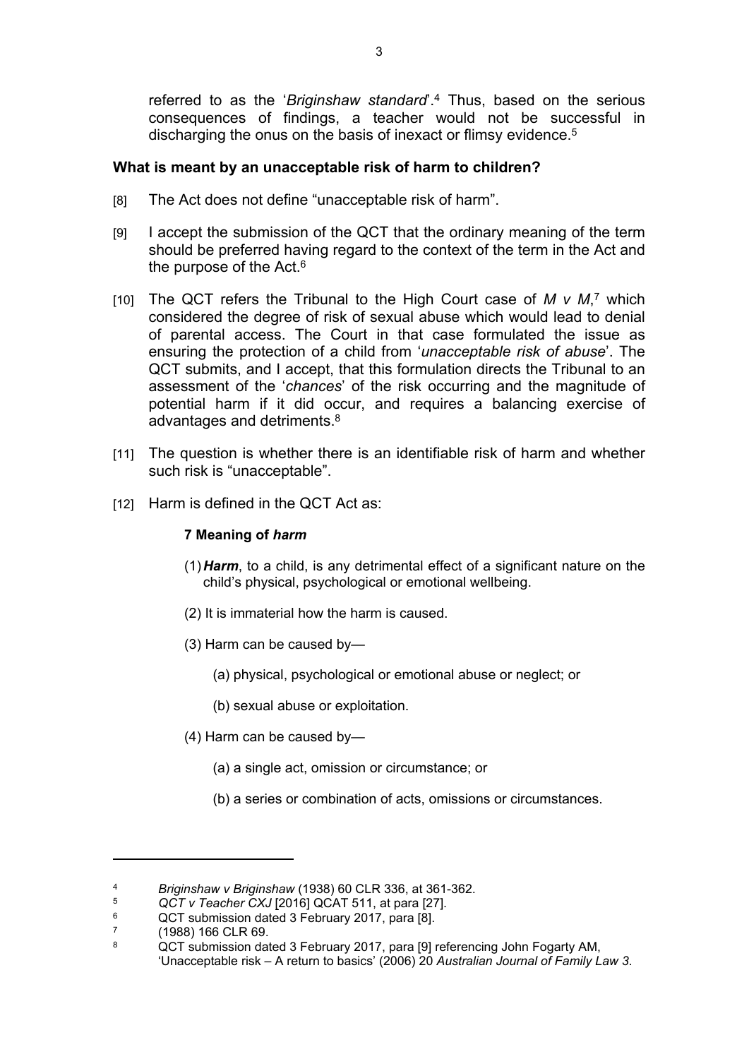referred to as the '*Briginshaw standard*'.[4] Thus, based on the serious consequences of findings, a teacher would not be successful in discharging the onus on the basis of inexact or flimsy evidence.[5]

## What is meant by an unacceptable risk of harm to children?

[8] The Act does not define "unacceptable risk of harm".

[9] I accept the submission of the QCT that the ordinary meaning of the term should be preferred having regard to the context of the term in the Act and the purpose of the Act.[6]

[10] The QCT refers the Tribunal to the High Court case of *M v M*,[7] which considered the degree of risk of sexual abuse which would lead to denial of parental access. The Court in that case formulated the issue as ensuring the protection of a child from '*unacceptable risk of abuse*'. The QCT submits, and I accept, that this formulation directs the Tribunal to an assessment of the '*chances*' of the risk occurring and the magnitude of potential harm if it did occur, and requires a balancing exercise of advantages and detriments.[8]

[11] The question is whether there is an identifiable risk of harm and whether such risk is "unacceptable".

[12] Harm is defined in the QCT Act as:

**7 Meaning of *harm***

(1) ***Harm***, to a child, is any detrimental effect of a significant nature on the child's physical, psychological or emotional wellbeing.

(2) It is immaterial how the harm is caused.

(3) Harm can be caused by—

(a) physical, psychological or emotional abuse or neglect; or

(b) sexual abuse or exploitation.

(4) Harm can be caused by—

(a) a single act, omission or circumstance; or

(b) a series or combination of acts, omissions or circumstances.

---

[4] *Briginshaw v Briginshaw* (1938) 60 CLR 336, at 361-362.

[5] *QCT v Teacher CXJ* [2016] QCAT 511, at para [27].

[6] QCT submission dated 3 February 2017, para [8].

[7] (1988) 166 CLR 69.

[8] QCT submission dated 3 February 2017, para [9] referencing John Fogarty AM, 'Unacceptable risk – A return to basics' (2006) 20 *Australian Journal of Family Law 3*.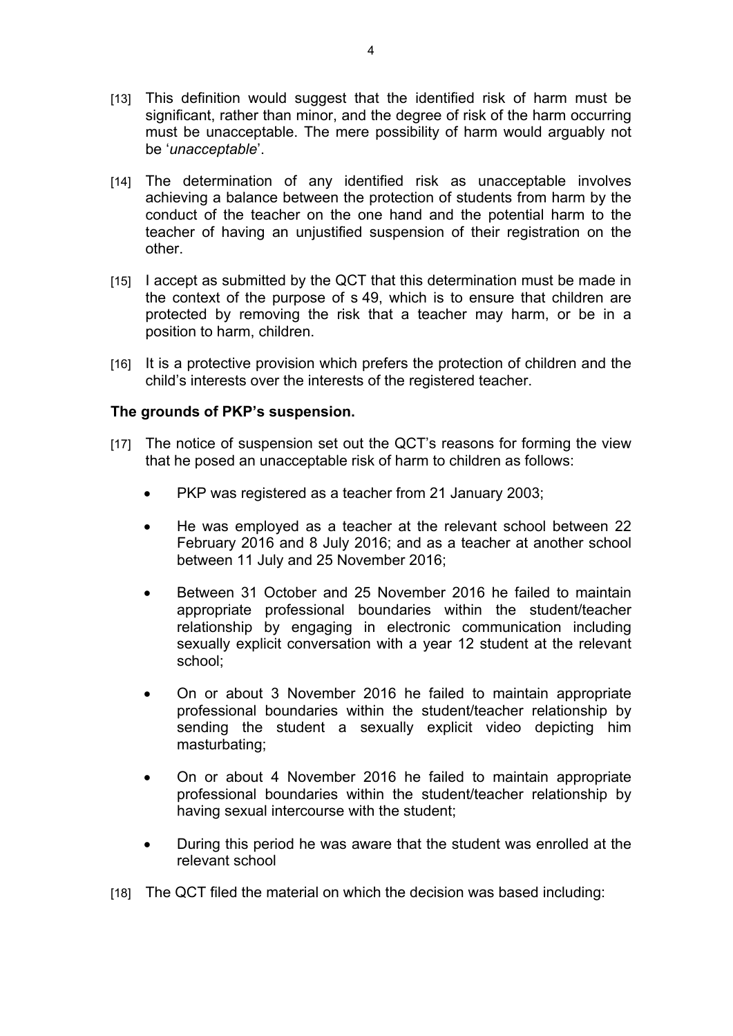[13] This definition would suggest that the identified risk of harm must be significant, rather than minor, and the degree of risk of the harm occurring must be unacceptable. The mere possibility of harm would arguably not be '*unacceptable*'.

[14] The determination of any identified risk as unacceptable involves achieving a balance between the protection of students from harm by the conduct of the teacher on the one hand and the potential harm to the teacher of having an unjustified suspension of their registration on the other.

[15] I accept as submitted by the QCT that this determination must be made in the context of the purpose of s 49, which is to ensure that children are protected by removing the risk that a teacher may harm, or be in a position to harm, children.

[16] It is a protective provision which prefers the protection of children and the child's interests over the interests of the registered teacher.

**The grounds of PKP's suspension.**

[17] The notice of suspension set out the QCT's reasons for forming the view that he posed an unacceptable risk of harm to children as follows:

- PKP was registered as a teacher from 21 January 2003;
- He was employed as a teacher at the relevant school between 22 February 2016 and 8 July 2016; and as a teacher at another school between 11 July and 25 November 2016;
- Between 31 October and 25 November 2016 he failed to maintain appropriate professional boundaries within the student/teacher relationship by engaging in electronic communication including sexually explicit conversation with a year 12 student at the relevant school;
- On or about 3 November 2016 he failed to maintain appropriate professional boundaries within the student/teacher relationship by sending the student a sexually explicit video depicting him masturbating;
- On or about 4 November 2016 he failed to maintain appropriate professional boundaries within the student/teacher relationship by having sexual intercourse with the student;
- During this period he was aware that the student was enrolled at the relevant school

[18] The QCT filed the material on which the decision was based including: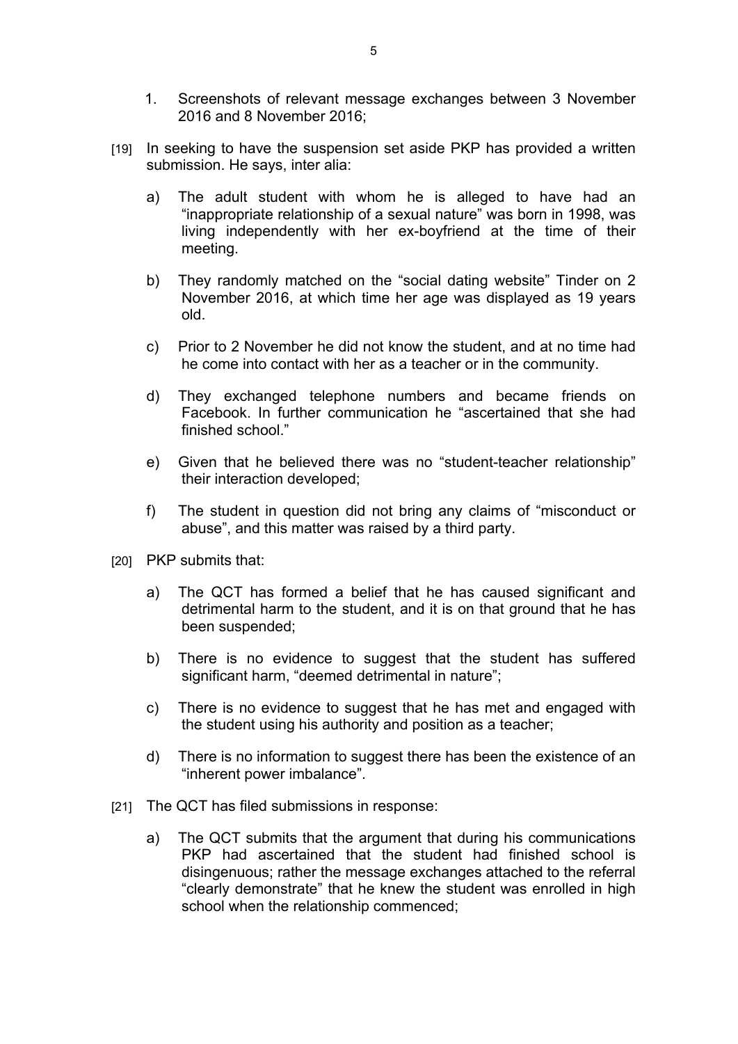1. Screenshots of relevant message exchanges between 3 November 2016 and 8 November 2016;

[19] In seeking to have the suspension set aside PKP has provided a written submission. He says, inter alia:

  a) The adult student with whom he is alleged to have had an "inappropriate relationship of a sexual nature" was born in 1998, was living independently with her ex-boyfriend at the time of their meeting.

  b) They randomly matched on the "social dating website" Tinder on 2 November 2016, at which time her age was displayed as 19 years old.

  c) Prior to 2 November he did not know the student, and at no time had he come into contact with her as a teacher or in the community.

  d) They exchanged telephone numbers and became friends on Facebook. In further communication he "ascertained that she had finished school."

  e) Given that he believed there was no "student-teacher relationship" their interaction developed;

  f) The student in question did not bring any claims of "misconduct or abuse", and this matter was raised by a third party.

[20] PKP submits that:

  a) The QCT has formed a belief that he has caused significant and detrimental harm to the student, and it is on that ground that he has been suspended;

  b) There is no evidence to suggest that the student has suffered significant harm, "deemed detrimental in nature";

  c) There is no evidence to suggest that he has met and engaged with the student using his authority and position as a teacher;

  d) There is no information to suggest there has been the existence of an "inherent power imbalance".

[21] The QCT has filed submissions in response:

  a) The QCT submits that the argument that during his communications PKP had ascertained that the student had finished school is disingenuous; rather the message exchanges attached to the referral "clearly demonstrate" that he knew the student was enrolled in high school when the relationship commenced;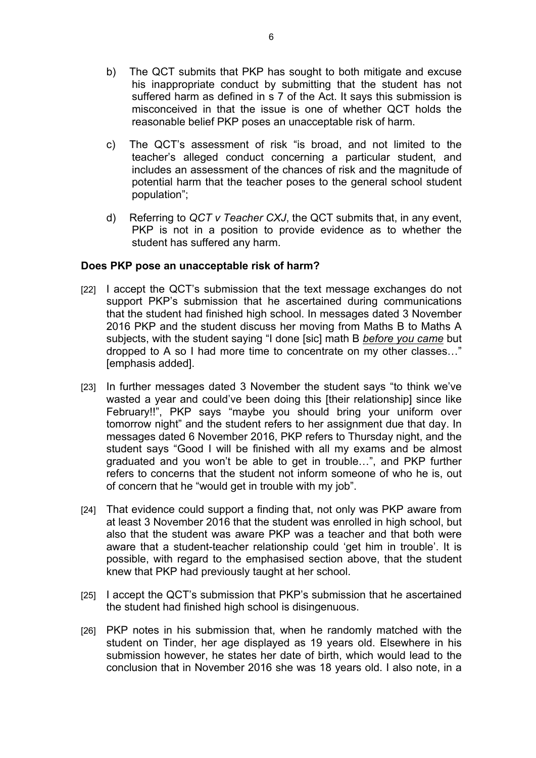b) The QCT submits that PKP has sought to both mitigate and excuse his inappropriate conduct by submitting that the student has not suffered harm as defined in s 7 of the Act. It says this submission is misconceived in that the issue is one of whether QCT holds the reasonable belief PKP poses an unacceptable risk of harm.

c) The QCT's assessment of risk "is broad, and not limited to the teacher's alleged conduct concerning a particular student, and includes an assessment of the chances of risk and the magnitude of potential harm that the teacher poses to the general school student population";

d) Referring to *QCT v Teacher CXJ*, the QCT submits that, in any event, PKP is not in a position to provide evidence as to whether the student has suffered any harm.

**Does PKP pose an unacceptable risk of harm?**

[22] I accept the QCT's submission that the text message exchanges do not support PKP's submission that he ascertained during communications that the student had finished high school. In messages dated 3 November 2016 PKP and the student discuss her moving from Maths B to Maths A subjects, with the student saying "I done [sic] math B ***before you came*** but dropped to A so I had more time to concentrate on my other classes…" [emphasis added].

[23] In further messages dated 3 November the student says "to think we've wasted a year and could've been doing this [their relationship] since like February!!", PKP says "maybe you should bring your uniform over tomorrow night" and the student refers to her assignment due that day. In messages dated 6 November 2016, PKP refers to Thursday night, and the student says "Good I will be finished with all my exams and be almost graduated and you won't be able to get in trouble…", and PKP further refers to concerns that the student not inform someone of who he is, out of concern that he "would get in trouble with my job".

[24] That evidence could support a finding that, not only was PKP aware from at least 3 November 2016 that the student was enrolled in high school, but also that the student was aware PKP was a teacher and that both were aware that a student-teacher relationship could 'get him in trouble'. It is possible, with regard to the emphasised section above, that the student knew that PKP had previously taught at her school.

[25] I accept the QCT's submission that PKP's submission that he ascertained the student had finished high school is disingenuous.

[26] PKP notes in his submission that, when he randomly matched with the student on Tinder, her age displayed as 19 years old. Elsewhere in his submission however, he states her date of birth, which would lead to the conclusion that in November 2016 she was 18 years old. I also note, in a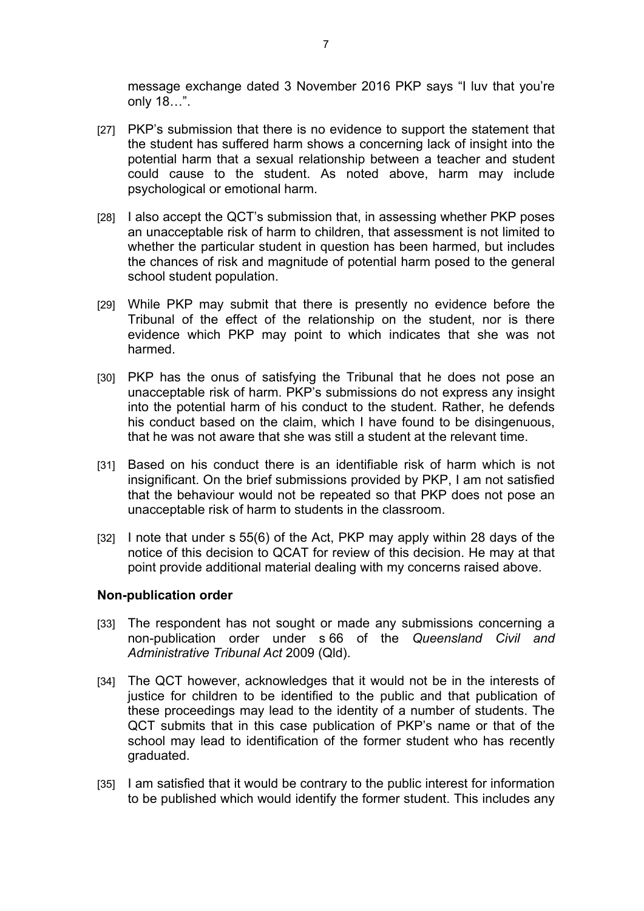message exchange dated 3 November 2016 PKP says "I luv that you're only 18…".

[27] PKP's submission that there is no evidence to support the statement that the student has suffered harm shows a concerning lack of insight into the potential harm that a sexual relationship between a teacher and student could cause to the student. As noted above, harm may include psychological or emotional harm.

[28] I also accept the QCT's submission that, in assessing whether PKP poses an unacceptable risk of harm to children, that assessment is not limited to whether the particular student in question has been harmed, but includes the chances of risk and magnitude of potential harm posed to the general school student population.

[29] While PKP may submit that there is presently no evidence before the Tribunal of the effect of the relationship on the student, nor is there evidence which PKP may point to which indicates that she was not harmed.

[30] PKP has the onus of satisfying the Tribunal that he does not pose an unacceptable risk of harm. PKP's submissions do not express any insight into the potential harm of his conduct to the student. Rather, he defends his conduct based on the claim, which I have found to be disingenuous, that he was not aware that she was still a student at the relevant time.

[31] Based on his conduct there is an identifiable risk of harm which is not insignificant. On the brief submissions provided by PKP, I am not satisfied that the behaviour would not be repeated so that PKP does not pose an unacceptable risk of harm to students in the classroom.

[32] I note that under s 55(6) of the Act, PKP may apply within 28 days of the notice of this decision to QCAT for review of this decision. He may at that point provide additional material dealing with my concerns raised above.

**Non-publication order**

[33] The respondent has not sought or made any submissions concerning a non-publication order under s 66 of the *Queensland Civil and Administrative Tribunal Act* 2009 (Qld).

[34] The QCT however, acknowledges that it would not be in the interests of justice for children to be identified to the public and that publication of these proceedings may lead to the identity of a number of students. The QCT submits that in this case publication of PKP's name or that of the school may lead to identification of the former student who has recently graduated.

[35] I am satisfied that it would be contrary to the public interest for information to be published which would identify the former student. This includes any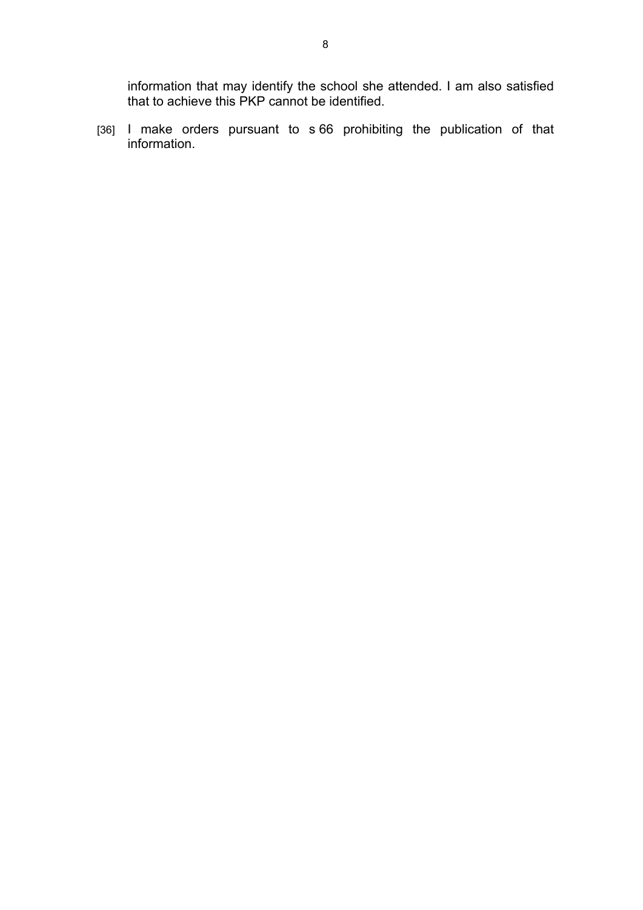information that may identify the school she attended. I am also satisfied that to achieve this PKP cannot be identified.

[36] I make orders pursuant to s 66 prohibiting the publication of that information.